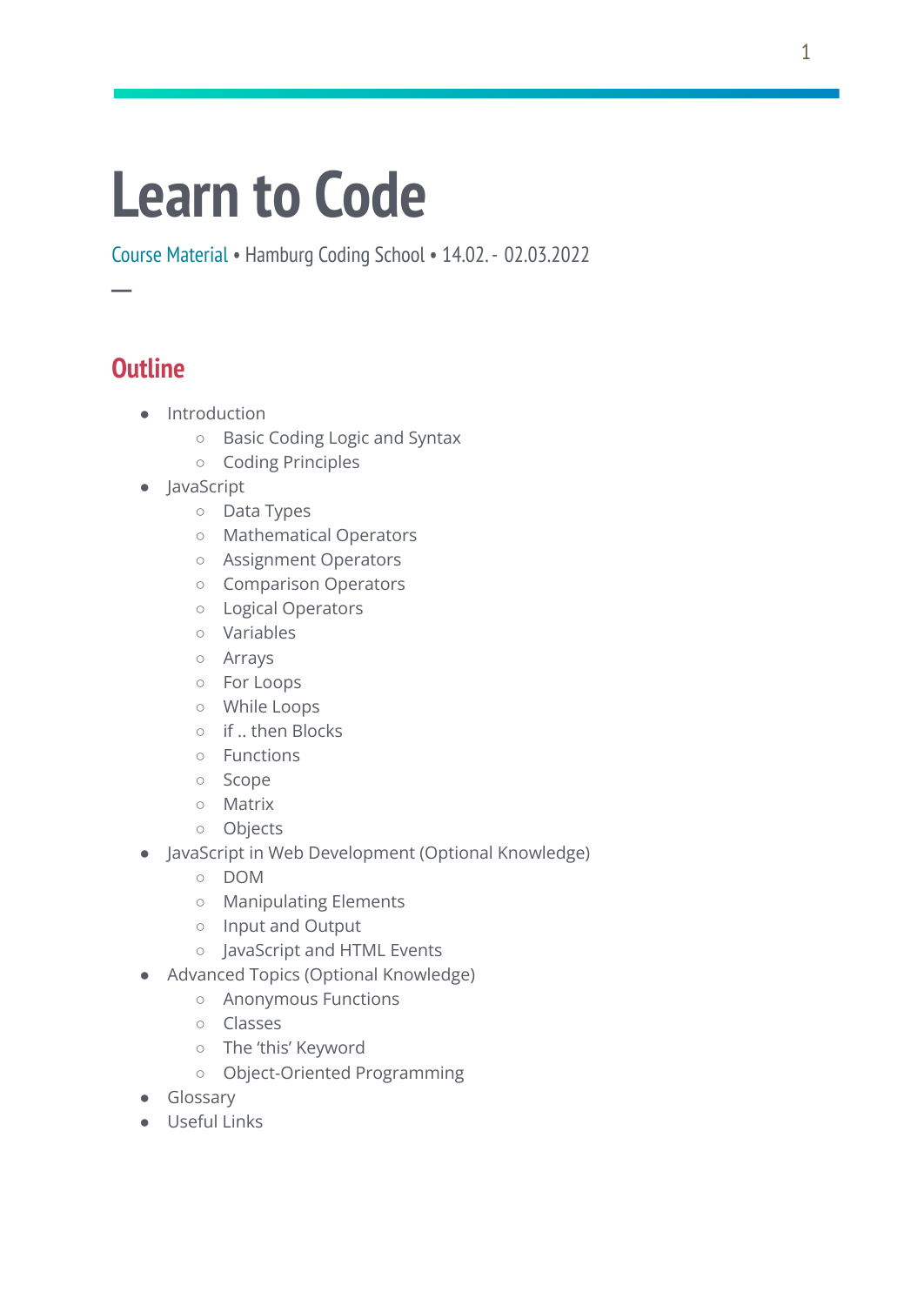# Learn to Code

Course Material • Hamburg Coding School • 14.02. - 02.03.2022

—

## Outline

- Introduction
  - Basic Coding Logic and Syntax
  - Coding Principles
- JavaScript
  - Data Types
  - Mathematical Operators
  - Assignment Operators
  - Comparison Operators
  - Logical Operators
  - Variables
  - Arrays
  - For Loops
  - While Loops
  - if .. then Blocks
  - Functions
  - Scope
  - Matrix
  - Objects
- JavaScript in Web Development (Optional Knowledge)
  - DOM
  - Manipulating Elements
  - Input and Output
  - JavaScript and HTML Events
- Advanced Topics (Optional Knowledge)
  - Anonymous Functions
  - Classes
  - The 'this' Keyword
  - Object-Oriented Programming
- Glossary
- Useful Links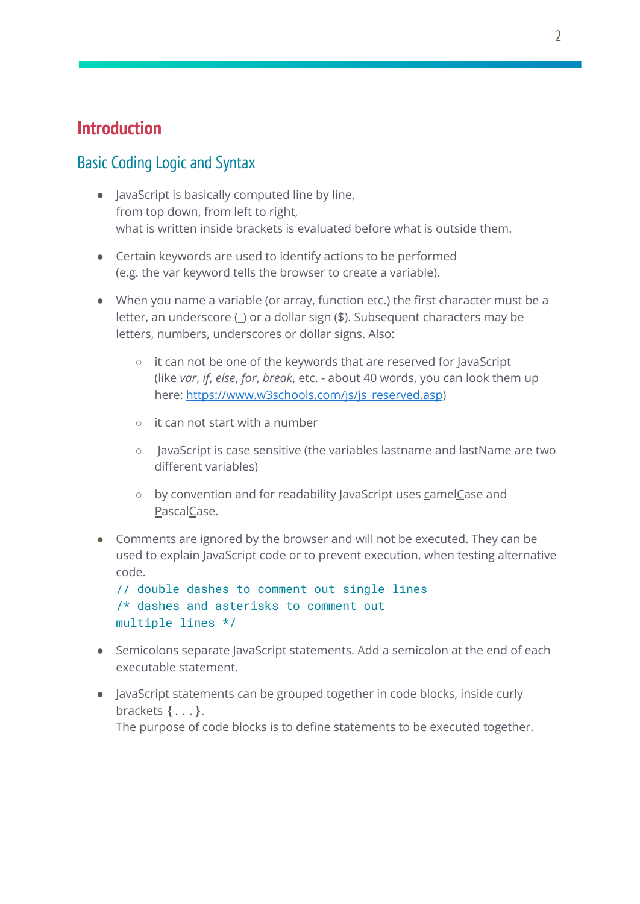# Introduction

## Basic Coding Logic and Syntax

- JavaScript is basically computed line by line,
  from top down, from left to right,
  what is written inside brackets is evaluated before what is outside them.

- Certain keywords are used to identify actions to be performed
  (e.g. the var keyword tells the browser to create a variable).

- When you name a variable (or array, function etc.) the first character must be a letter, an underscore (_) or a dollar sign ($). Subsequent characters may be letters, numbers, underscores or dollar signs. Also:

  - it can not be one of the keywords that are reserved for JavaScript
    (like *var*, *if*, *else*, *for*, *break*, etc. - about 40 words, you can look them up here: [https://www.w3schools.com/js/js_reserved.asp](https://www.w3schools.com/js/js_reserved.asp))

  - it can not start with a number

  - JavaScript is case sensitive (the variables lastname and lastName are two different variables)

  - by convention and for readability JavaScript uses camelCase and PascalCase.

- Comments are ignored by the browser and will not be executed. They can be used to explain JavaScript code or to prevent execution, when testing alternative code.

  ```
  // double dashes to comment out single lines
  /* dashes and asterisks to comment out
  multiple lines */
  ```

- Semicolons separate JavaScript statements. Add a semicolon at the end of each executable statement.

- JavaScript statements can be grouped together in code blocks, inside curly brackets `{...}`.
  The purpose of code blocks is to define statements to be executed together.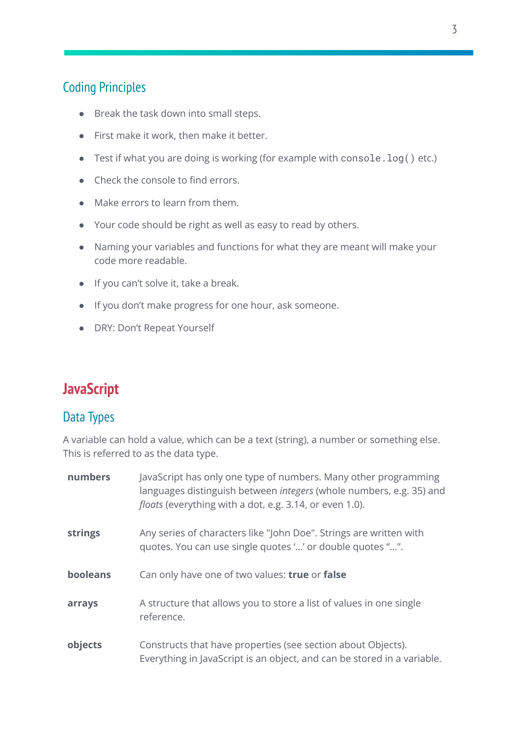## Coding Principles

- Break the task down into small steps.
- First make it work, then make it better.
- Test if what you are doing is working (for example with `console.log()` etc.)
- Check the console to find errors.
- Make errors to learn from them.
- Your code should be right as well as easy to read by others.
- Naming your variables and functions for what they are meant will make your code more readable.
- If you can't solve it, take a break.
- If you don't make progress for one hour, ask someone.
- DRY: Don't Repeat Yourself

# JavaScript

## Data Types

A variable can hold a value, which can be a text (string), a number or something else. This is referred to as the data type.

| | |
|---|---|
| **numbers** | JavaScript has only one type of numbers. Many other programming languages distinguish between *integers* (whole numbers, e.g. 35) and *floats* (everything with a dot, e.g. 3.14, or even 1.0). |
| **strings** | Any series of characters like "John Doe". Strings are written with quotes. You can use single quotes '…' or double quotes "…". |
| **booleans** | Can only have one of two values: **true** or **false** |
| **arrays** | A structure that allows you to store a list of values in one single reference. |
| **objects** | Constructs that have properties (see section about Objects). Everything in JavaScript is an object, and can be stored in a variable. |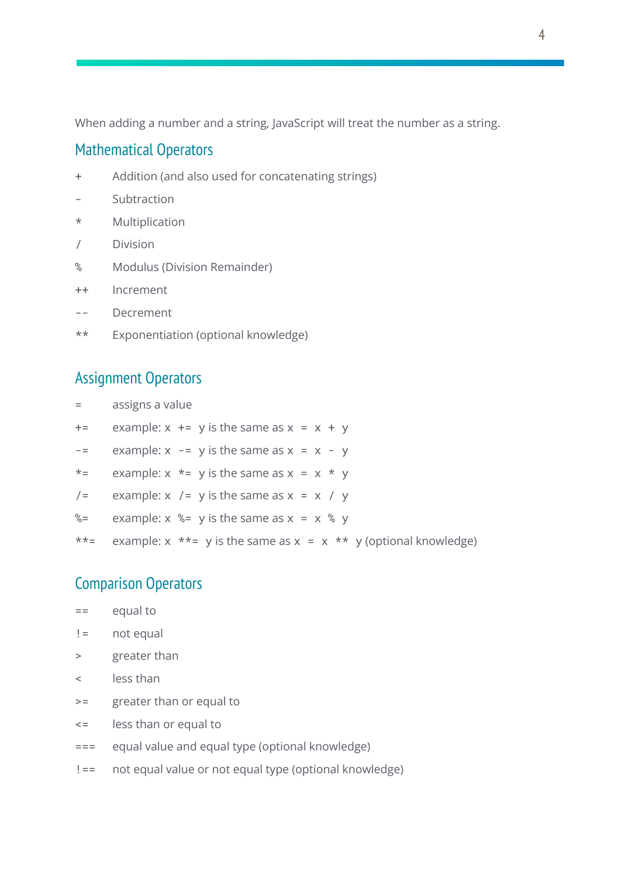When adding a number and a string, JavaScript will treat the number as a string.

## Mathematical Operators

| | |
|---|---|
| + | Addition (and also used for concatenating strings) |
| - | Subtraction |
| * | Multiplication |
| / | Division |
| % | Modulus (Division Remainder) |
| ++ | Increment |
| -- | Decrement |
| ** | Exponentiation (optional knowledge) |

## Assignment Operators

| | |
|---|---|
| = | assigns a value |
| += | example: `x += y` is the same as `x = x + y` |
| -= | example: `x -= y` is the same as `x = x - y` |
| *= | example: `x *= y` is the same as `x = x * y` |
| /= | example: `x /= y` is the same as `x = x / y` |
| %= | example: `x %= y` is the same as `x = x % y` |
| **= | example: `x **= y` is the same as `x = x ** y` (optional knowledge) |

## Comparison Operators

| | |
|---|---|
| == | equal to |
| != | not equal |
| > | greater than |
| < | less than |
| >= | greater than or equal to |
| <= | less than or equal to |
| === | equal value and equal type (optional knowledge) |
| !== | not equal value or not equal type (optional knowledge) |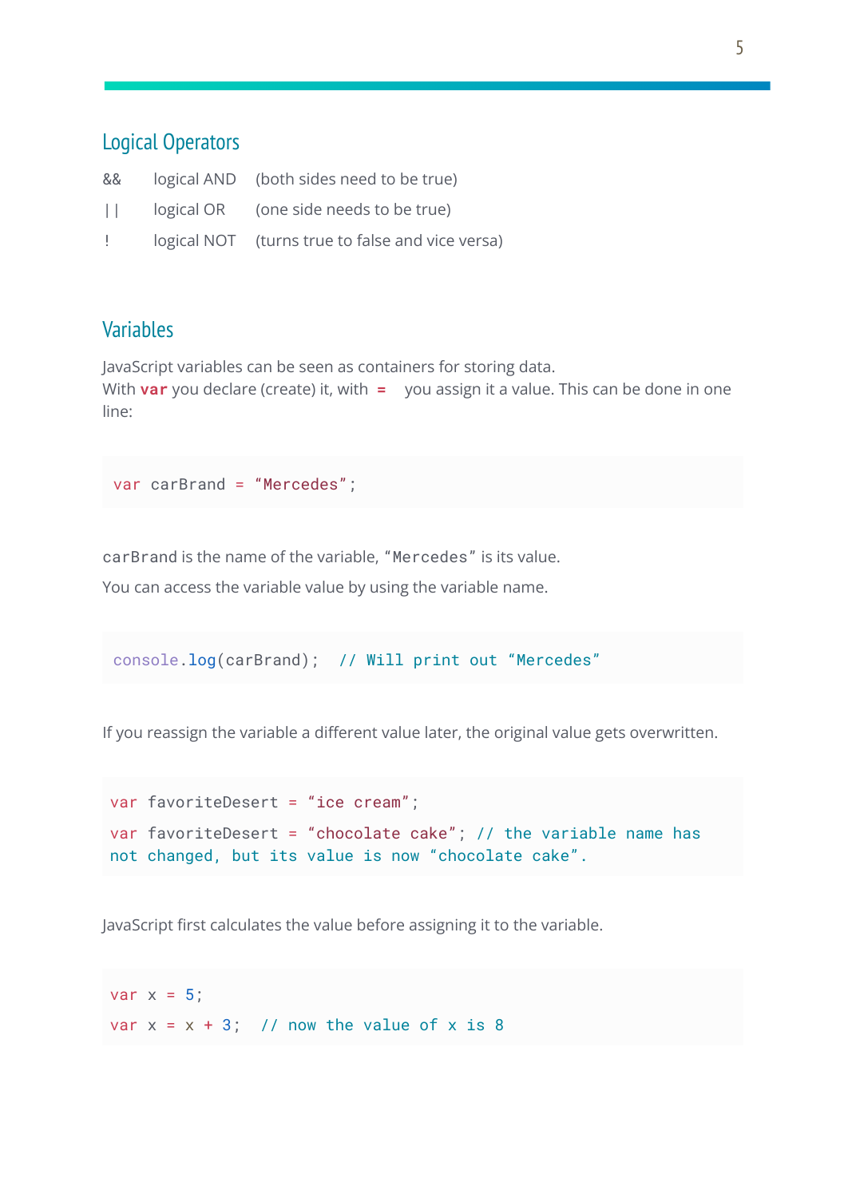## Logical Operators

| | | |
|---|---|---|
| && | logical AND | (both sides need to be true) |
| \|\| | logical OR | (one side needs to be true) |
| ! | logical NOT | (turns true to false and vice versa) |

## Variables

JavaScript variables can be seen as containers for storing data.
With **var** you declare (create) it, with **=** you assign it a value. This can be done in one line:

```
var carBrand = “Mercedes”;
```

`carBrand` is the name of the variable, `“Mercedes”` is its value.

You can access the variable value by using the variable name.

```
console.log(carBrand);  // Will print out “Mercedes”
```

If you reassign the variable a different value later, the original value gets overwritten.

```
var favoriteDesert = “ice cream”;
var favoriteDesert = “chocolate cake”; // the variable name has
not changed, but its value is now “chocolate cake”.
```

JavaScript first calculates the value before assigning it to the variable.

```
var x = 5;
var x = x + 3;  // now the value of x is 8
```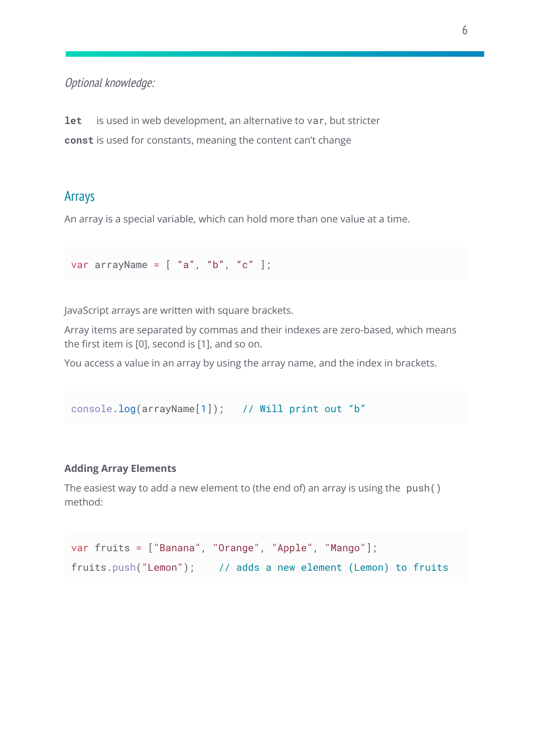*Optional knowledge:*

**`let`** is used in web development, an alternative to `var`, but stricter

**`const`** is used for constants, meaning the content can't change

## Arrays

An array is a special variable, which can hold more than one value at a time.

```
var arrayName = [ “a”, “b”, “c” ];
```

JavaScript arrays are written with square brackets.

Array items are separated by commas and their indexes are zero-based, which means the first item is [0], second is [1], and so on.

You access a value in an array by using the array name, and the index in brackets.

```
console.log(arrayName[1]);   // Will print out “b”
```

### Adding Array Elements

The easiest way to add a new element to (the end of) an array is using the `push()` method:

```
var fruits = ["Banana", "Orange", "Apple", "Mango"];
fruits.push("Lemon");    // adds a new element (Lemon) to fruits
```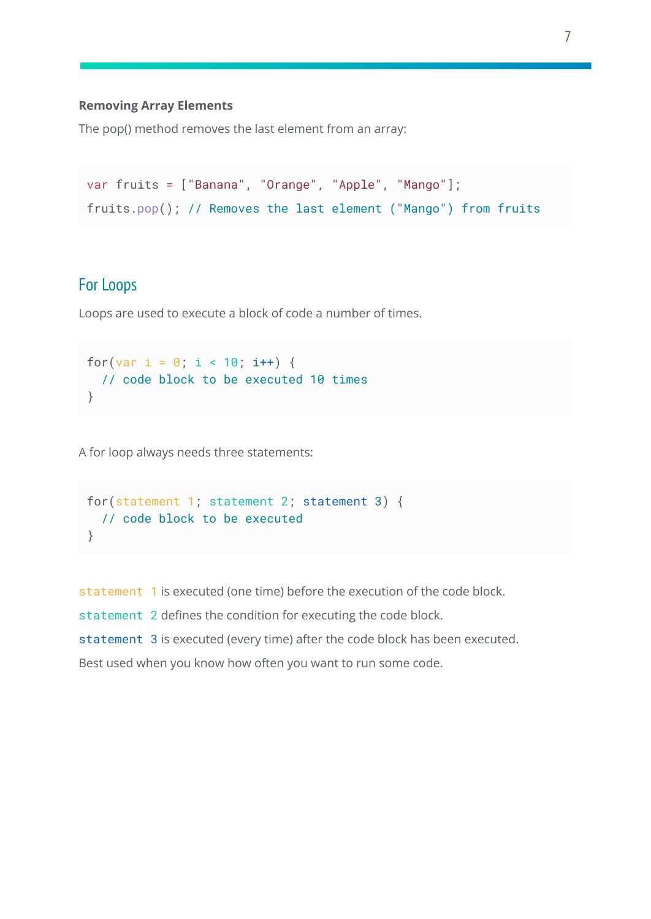### Removing Array Elements

The pop() method removes the last element from an array:

```
var fruits = ["Banana", "Orange", "Apple", "Mango"];
fruits.pop(); // Removes the last element ("Mango") from fruits
```

## For Loops

Loops are used to execute a block of code a number of times.

```
for(var i = 0; i < 10; i++) {
  // code block to be executed 10 times
}
```

A for loop always needs three statements:

```
for(statement 1; statement 2; statement 3) {
  // code block to be executed
}
```

`statement 1` is executed (one time) before the execution of the code block.

`statement 2` defines the condition for executing the code block.

`statement 3` is executed (every time) after the code block has been executed.

Best used when you know how often you want to run some code.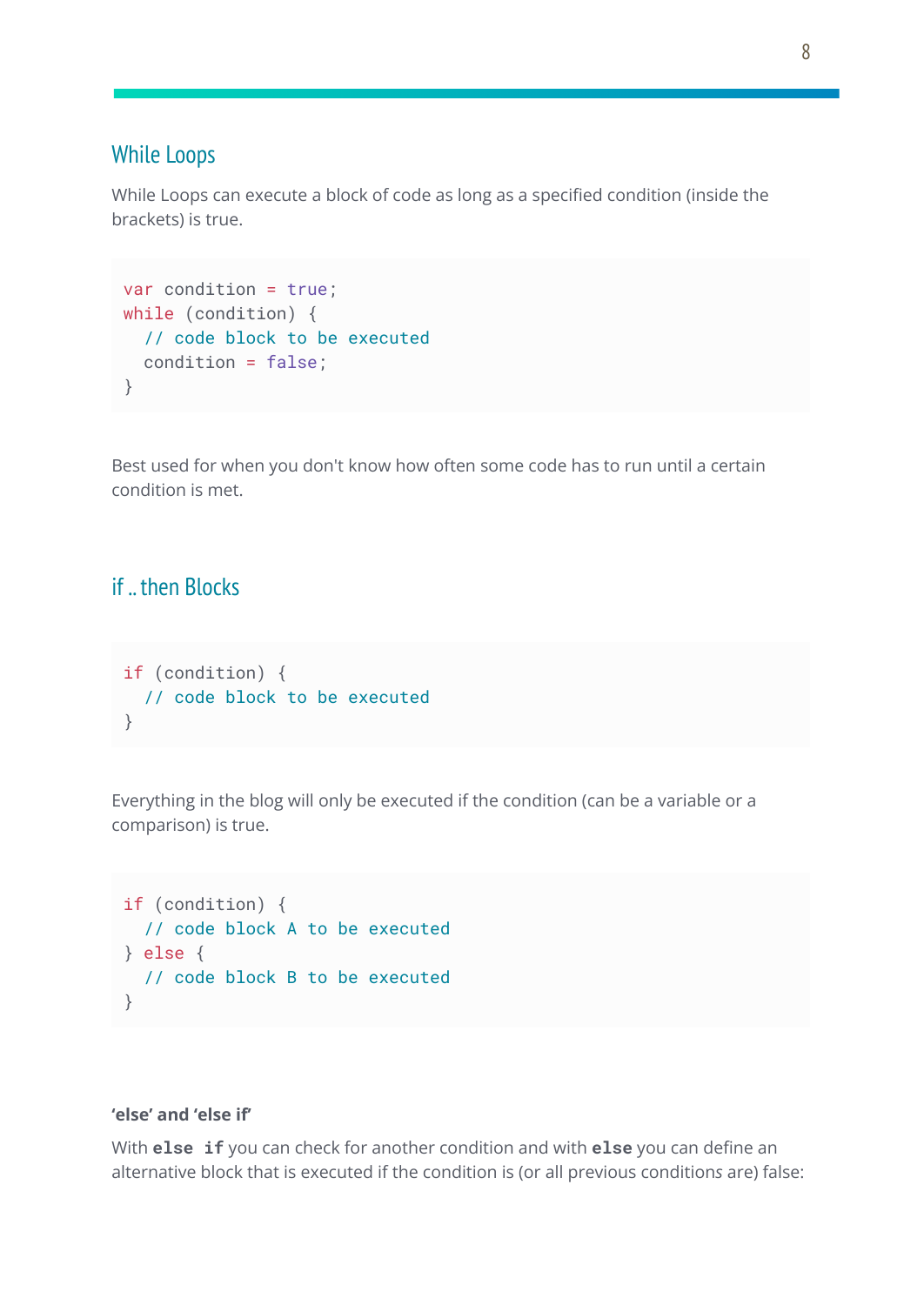## While Loops

While Loops can execute a block of code as long as a specified condition (inside the brackets) is true.

```
var condition = true;
while (condition) {
  // code block to be executed
  condition = false;
}
```

Best used for when you don't know how often some code has to run until a certain condition is met.

## if .. then Blocks

```
if (condition) {
  // code block to be executed
}
```

Everything in the blog will only be executed if the condition (can be a variable or a comparison) is true.

```
if (condition) {
  // code block A to be executed
} else {
  // code block B to be executed
}
```

**'else' and 'else if'**

With **`else if`** you can check for another condition and with **`else`** you can define an alternative block that is executed if the condition is (or all previous conditions are) false: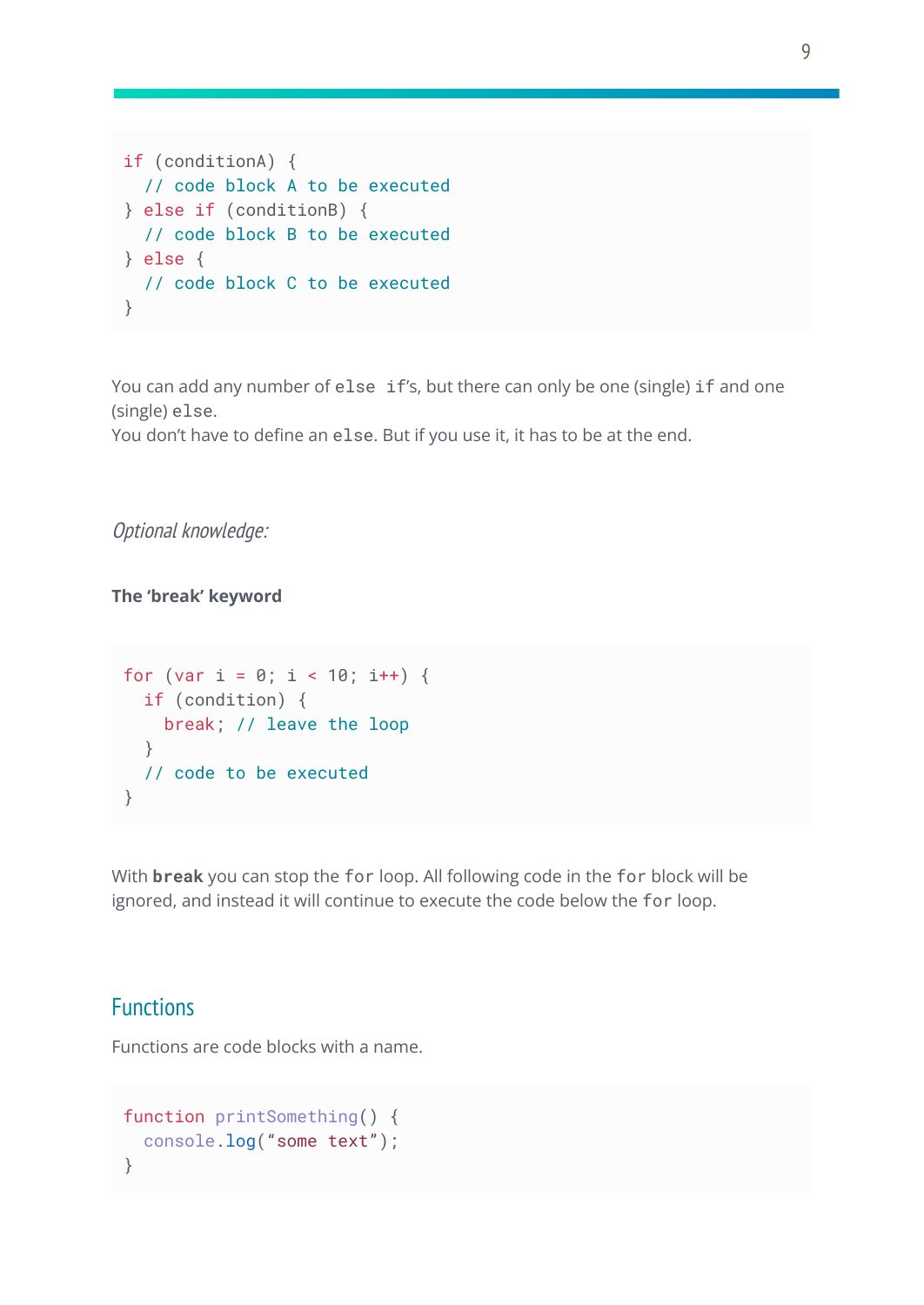```
if (conditionA) {
  // code block A to be executed
} else if (conditionB) {
  // code block B to be executed
} else {
  // code block C to be executed
}
```

You can add any number of `else if`'s, but there can only be one (single) `if` and one (single) `else`.
You don't have to define an `else`. But if you use it, it has to be at the end.

*Optional knowledge:*

**The 'break' keyword**

```
for (var i = 0; i < 10; i++) {
  if (condition) {
    break; // leave the loop
  }
  // code to be executed
}
```

With **`break`** you can stop the `for` loop. All following code in the `for` block will be ignored, and instead it will continue to execute the code below the `for` loop.

## Functions

Functions are code blocks with a name.

```
function printSomething() {
  console.log("some text");
}
```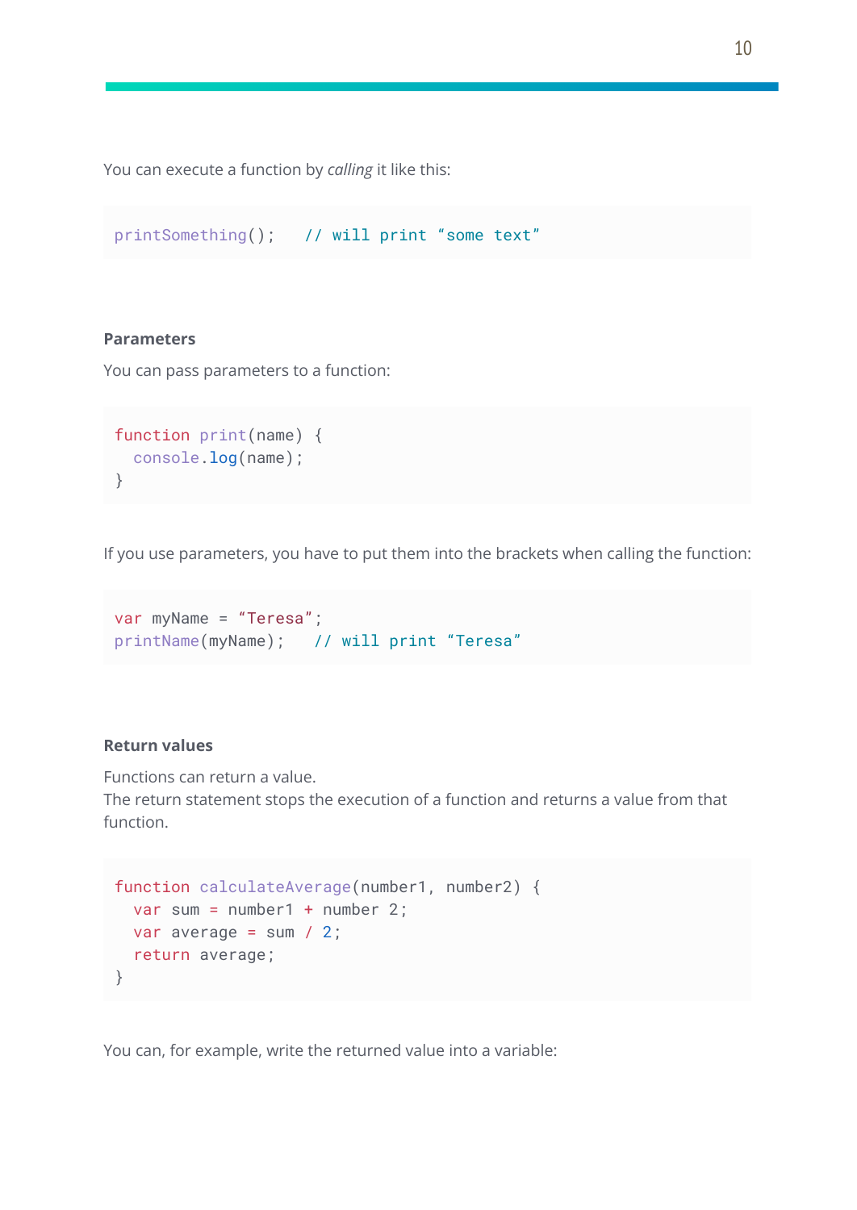You can execute a function by *calling* it like this:

```
printSomething();   // will print “some text”
```

**Parameters**

You can pass parameters to a function:

```
function print(name) {
  console.log(name);
}
```

If you use parameters, you have to put them into the brackets when calling the function:

```
var myName = “Teresa”;
printName(myName);   // will print “Teresa”
```

**Return values**

Functions can return a value.
The return statement stops the execution of a function and returns a value from that function.

```
function calculateAverage(number1, number2) {
  var sum = number1 + number 2;
  var average = sum / 2;
  return average;
}
```

You can, for example, write the returned value into a variable: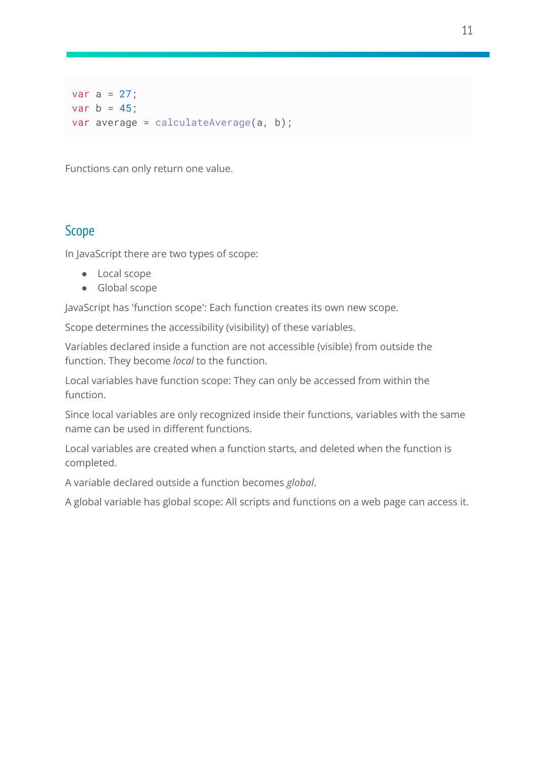```
var a = 27;
var b = 45;
var average = calculateAverage(a, b);
```

Functions can only return one value.

## Scope

In JavaScript there are two types of scope:

- Local scope
- Global scope

JavaScript has 'function scope': Each function creates its own new scope.

Scope determines the accessibility (visibility) of these variables.

Variables declared inside a function are not accessible (visible) from outside the function. They become *local* to the function.

Local variables have function scope: They can only be accessed from within the function.

Since local variables are only recognized inside their functions, variables with the same name can be used in different functions.

Local variables are created when a function starts, and deleted when the function is completed.

A variable declared outside a function becomes *global*.

A global variable has global scope: All scripts and functions on a web page can access it.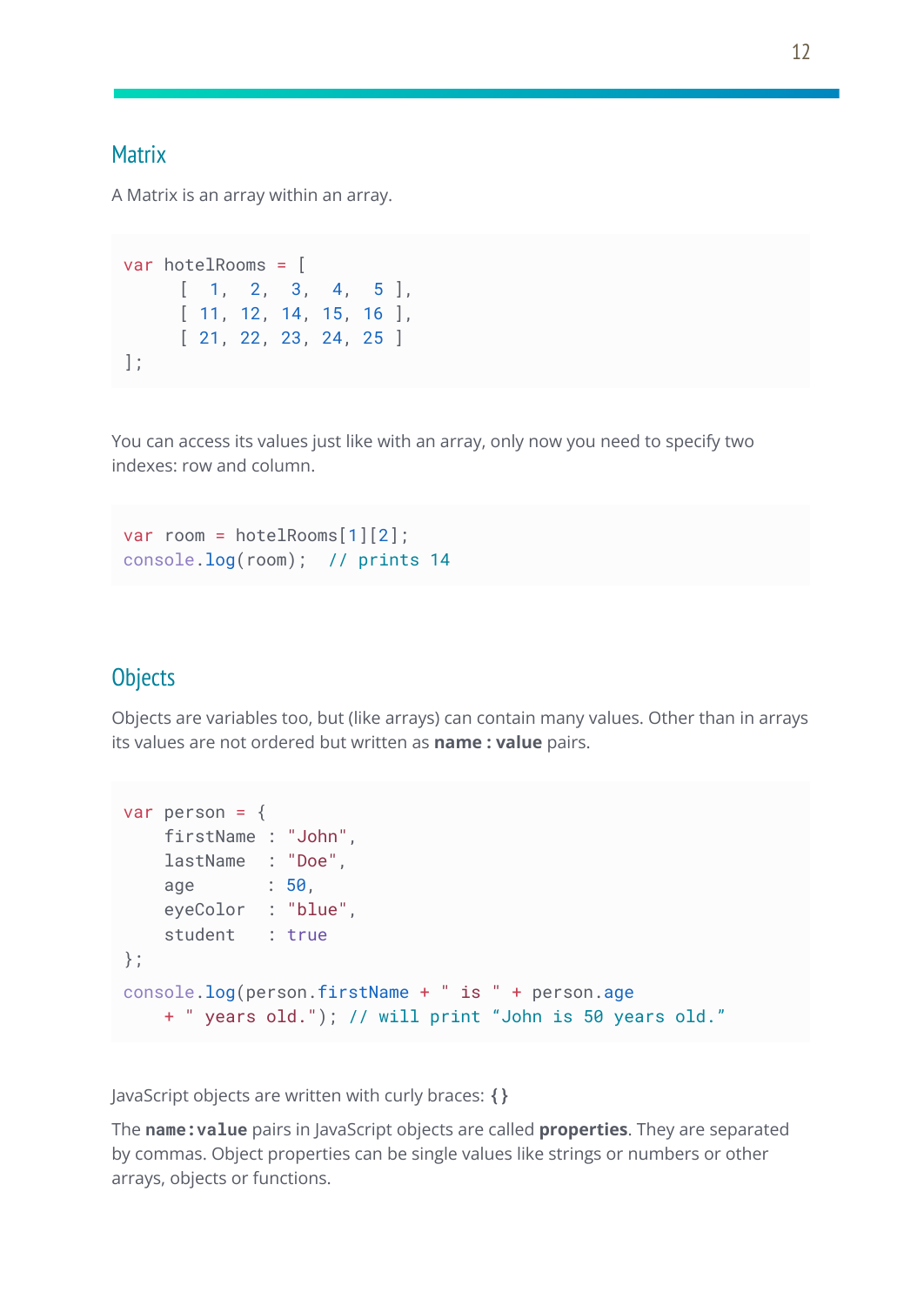## Matrix

A Matrix is an array within an array.

```
var hotelRooms = [
      [  1,  2,  3,  4,  5 ],
      [ 11, 12, 14, 15, 16 ],
      [ 21, 22, 23, 24, 25 ]
];
```

You can access its values just like with an array, only now you need to specify two indexes: row and column.

```
var room = hotelRooms[1][2];
console.log(room);  // prints 14
```

## Objects

Objects are variables too, but (like arrays) can contain many values. Other than in arrays its values are not ordered but written as **name : value** pairs.

```
var person = {
    firstName : "John",
    lastName  : "Doe",
    age       : 50,
    eyeColor  : "blue",
    student   : true
};
console.log(person.firstName + " is " + person.age
    + " years old."); // will print “John is 50 years old.”
```

JavaScript objects are written with curly braces: **{}**

The **name:value** pairs in JavaScript objects are called **properties**. They are separated by commas. Object properties can be single values like strings or numbers or other arrays, objects or functions.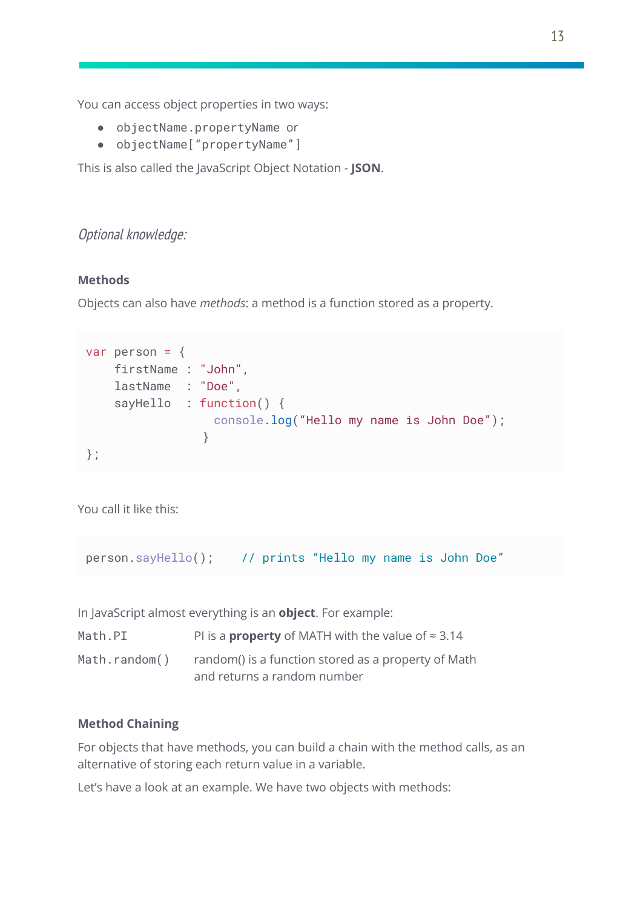You can access object properties in two ways:

- `objectName.propertyName` or
- `objectName["propertyName"]`

This is also called the JavaScript Object Notation - **JSON**.

*Optional knowledge:*

### Methods

Objects can also have *methods*: a method is a function stored as a property.

```
var person = {
    firstName : "John",
    lastName  : "Doe",
    sayHello  : function() {
                  console.log("Hello my name is John Doe");
                 }
};
```

You call it like this:

```
person.sayHello();    // prints "Hello my name is John Doe"
```

In JavaScript almost everything is an **object**. For example:

| | |
|---|---|
| `Math.PI` | PI is a **property** of MATH with the value of ≈ 3.14 |
| `Math.random()` | random() is a function stored as a property of Math and returns a random number |

### Method Chaining

For objects that have methods, you can build a chain with the method calls, as an alternative of storing each return value in a variable.

Let's have a look at an example. We have two objects with methods: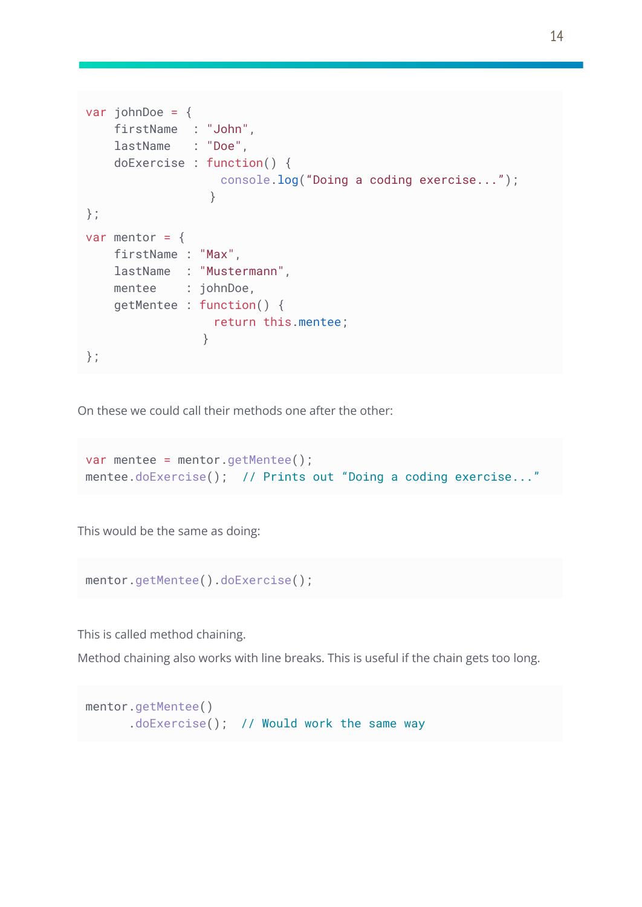```
var johnDoe = {
    firstName  : "John",
    lastName   : "Doe",
    doExercise : function() {
                   console.log(“Doing a coding exercise...”);
                 }
};
var mentor = {
    firstName : "Max",
    lastName  : "Mustermann",
    mentee    : johnDoe,
    getMentee : function() {
                  return this.mentee;
                }
};
```

On these we could call their methods one after the other:

```
var mentee = mentor.getMentee();
mentee.doExercise();  // Prints out “Doing a coding exercise...”
```

This would be the same as doing:

```
mentor.getMentee().doExercise();
```

This is called method chaining.

Method chaining also works with line breaks. This is useful if the chain gets too long.

```
mentor.getMentee()
      .doExercise();  // Would work the same way
```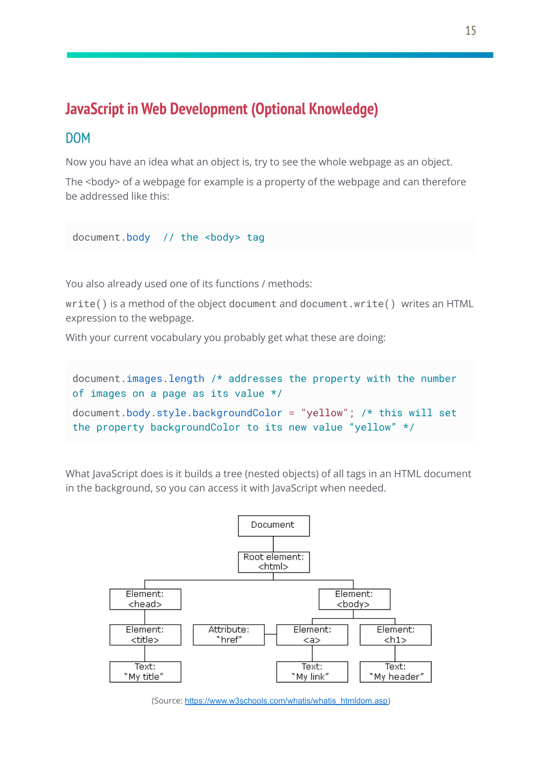# JavaScript in Web Development (Optional Knowledge)

## DOM

Now you have an idea what an object is, try to see the whole webpage as an object.

The <body> of a webpage for example is a property of the webpage and can therefore be addressed like this:

```
document.body  // the <body> tag
```

You also already used one of its functions / methods:

`write()` is a method of the object `document` and `document.write()` writes an HTML expression to the webpage.

With your current vocabulary you probably get what these are doing:

```
document.images.length /* addresses the property with the number of images on a page as its value */
document.body.style.backgroundColor = "yellow"; /* this will set the property backgroundColor to its new value "yellow" */
```

What JavaScript does is it builds a tree (nested objects) of all tags in an HTML document in the background, so you can access it with JavaScript when needed.

```
Document
└── Root element: <html>
    ├── Element: <head>
    │   └── Element: <title>
    │       └── Text: "My title"
    └── Element: <body>
        ├── Element: <a>  ── Attribute: "href"
        │   └── Text: "My link"
        └── Element: <h1>
            └── Text: "My header"
```

(Source: https://www.w3schools.com/whatis/whatis_htmldom.asp)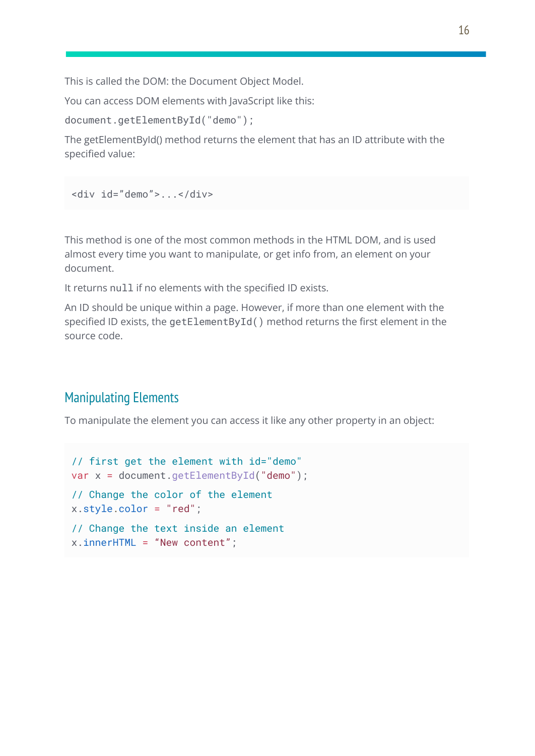This is called the DOM: the Document Object Model.

You can access DOM elements with JavaScript like this:

`document.getElementById("demo");`

The getElementById() method returns the element that has an ID attribute with the specified value:

```
<div id="demo">...</div>
```

This method is one of the most common methods in the HTML DOM, and is used almost every time you want to manipulate, or get info from, an element on your document.

It returns `null` if no elements with the specified ID exists.

An ID should be unique within a page. However, if more than one element with the specified ID exists, the `getElementById()` method returns the first element in the source code.

## Manipulating Elements

To manipulate the element you can access it like any other property in an object:

```
// first get the element with id="demo"
var x = document.getElementById("demo");
// Change the color of the element
x.style.color = "red";
// Change the text inside an element
x.innerHTML = “New content”;
```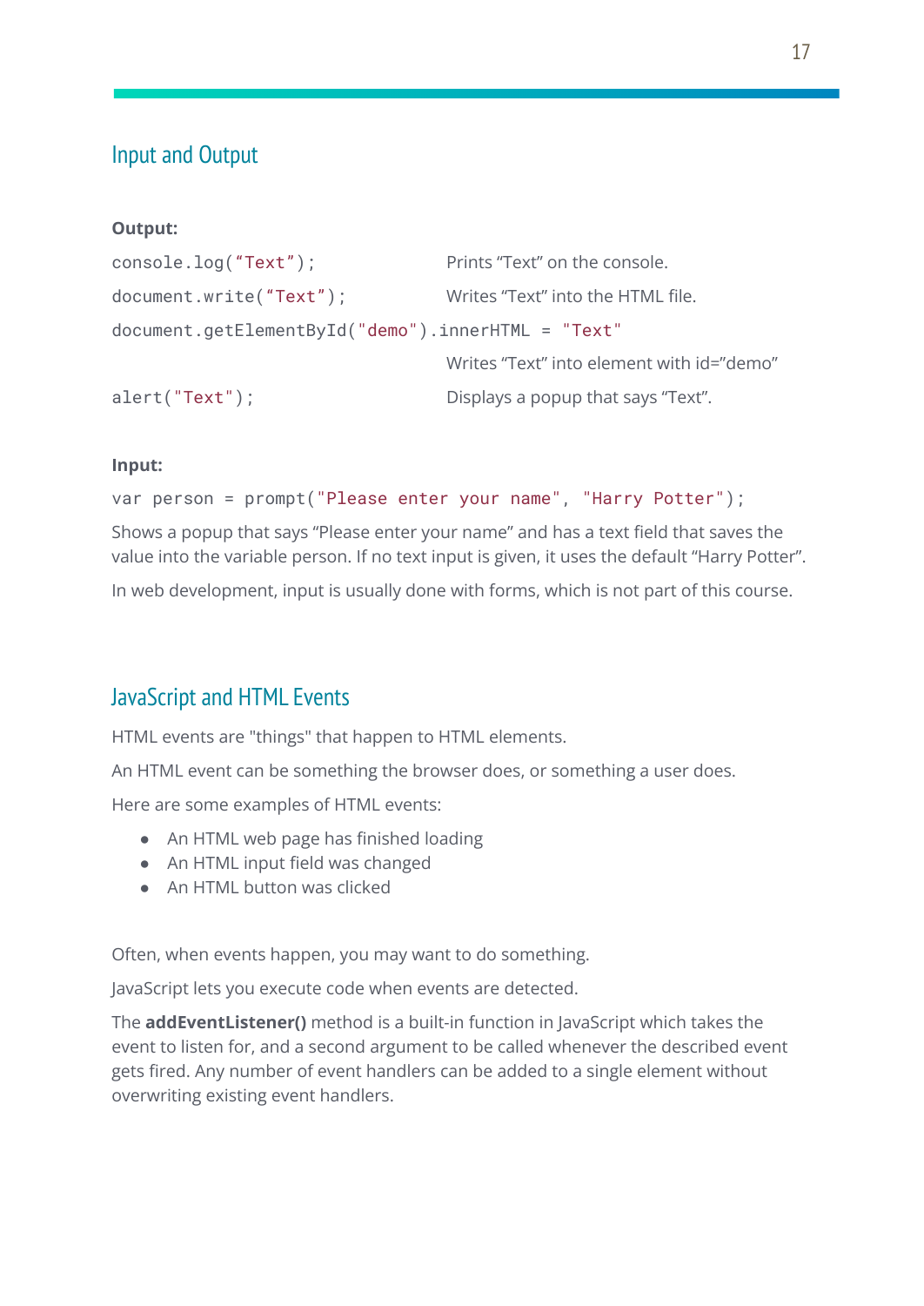## Input and Output

**Output:**

| | |
|---|---|
| `console.log("Text");` | Prints "Text" on the console. |
| `document.write("Text");` | Writes "Text" into the HTML file. |
| `document.getElementById("demo").innerHTML = "Text"` | Writes "Text" into element with id="demo" |
| `alert("Text");` | Displays a popup that says "Text". |

**Input:**

```
var person = prompt("Please enter your name", "Harry Potter");
```

Shows a popup that says "Please enter your name" and has a text field that saves the value into the variable person. If no text input is given, it uses the default "Harry Potter".

In web development, input is usually done with forms, which is not part of this course.

## JavaScript and HTML Events

HTML events are "things" that happen to HTML elements.

An HTML event can be something the browser does, or something a user does.

Here are some examples of HTML events:

- An HTML web page has finished loading
- An HTML input field was changed
- An HTML button was clicked

Often, when events happen, you may want to do something.

JavaScript lets you execute code when events are detected.

The **addEventListener()** method is a built-in function in JavaScript which takes the event to listen for, and a second argument to be called whenever the described event gets fired. Any number of event handlers can be added to a single element without overwriting existing event handlers.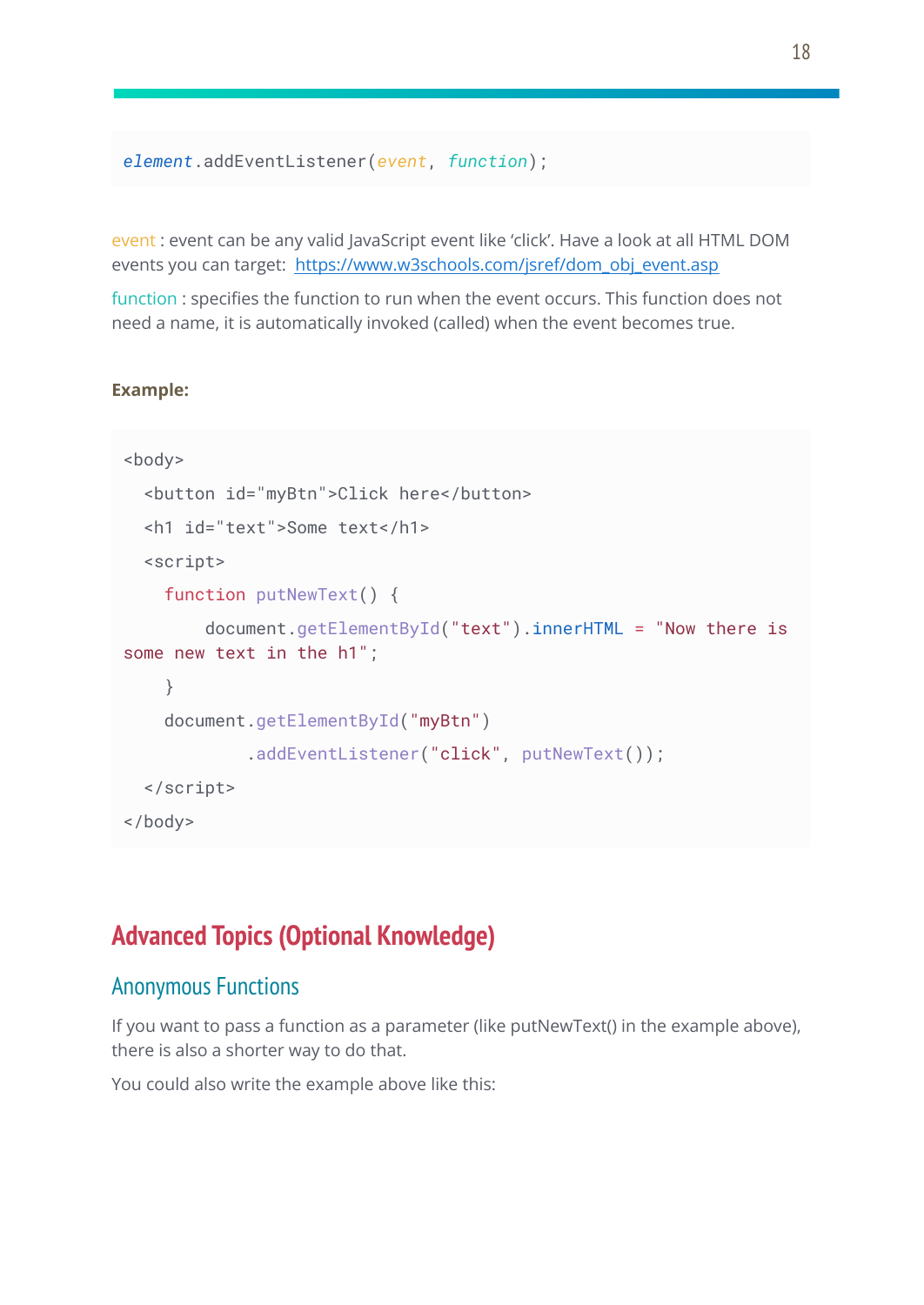```
element.addEventListener(event, function);
```

event : event can be any valid JavaScript event like 'click'. Have a look at all HTML DOM events you can target: [https://www.w3schools.com/jsref/dom_obj_event.asp](https://www.w3schools.com/jsref/dom_obj_event.asp)

function : specifies the function to run when the event occurs. This function does not need a name, it is automatically invoked (called) when the event becomes true.

**Example:**

```
<body>
  <button id="myBtn">Click here</button>
  <h1 id="text">Some text</h1>
  <script>
    function putNewText() {
        document.getElementById("text").innerHTML = "Now there is some new text in the h1";
    }
    document.getElementById("myBtn")
            .addEventListener("click", putNewText());
  </script>
</body>
```

# Advanced Topics (Optional Knowledge)

## Anonymous Functions

If you want to pass a function as a parameter (like putNewText() in the example above), there is also a shorter way to do that.

You could also write the example above like this: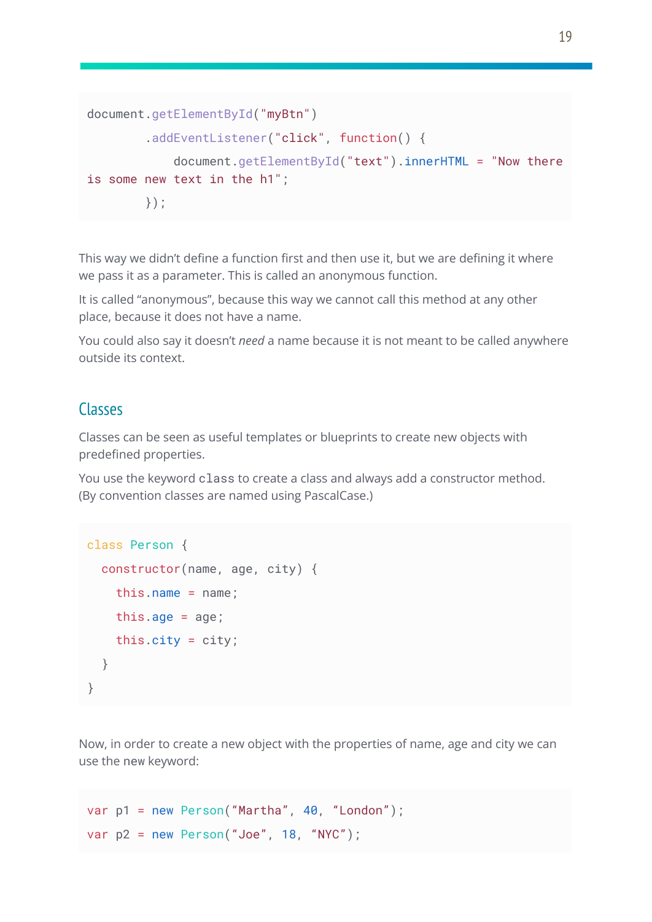```
document.getElementById("myBtn")
        .addEventListener("click", function() {
            document.getElementById("text").innerHTML = "Now there
is some new text in the h1";
        });
```

This way we didn't define a function first and then use it, but we are defining it where we pass it as a parameter. This is called an anonymous function.

It is called "anonymous", because this way we cannot call this method at any other place, because it does not have a name.

You could also say it doesn't *need* a name because it is not meant to be called anywhere outside its context.

## Classes

Classes can be seen as useful templates or blueprints to create new objects with predefined properties.

You use the keyword `class` to create a class and always add a constructor method. (By convention classes are named using PascalCase.)

```
class Person {
  constructor(name, age, city) {
    this.name = name;
    this.age = age;
    this.city = city;
  }
}
```

Now, in order to create a new object with the properties of name, age and city we can use the new keyword:

```
var p1 = new Person("Martha", 40, "London");
var p2 = new Person("Joe", 18, "NYC");
```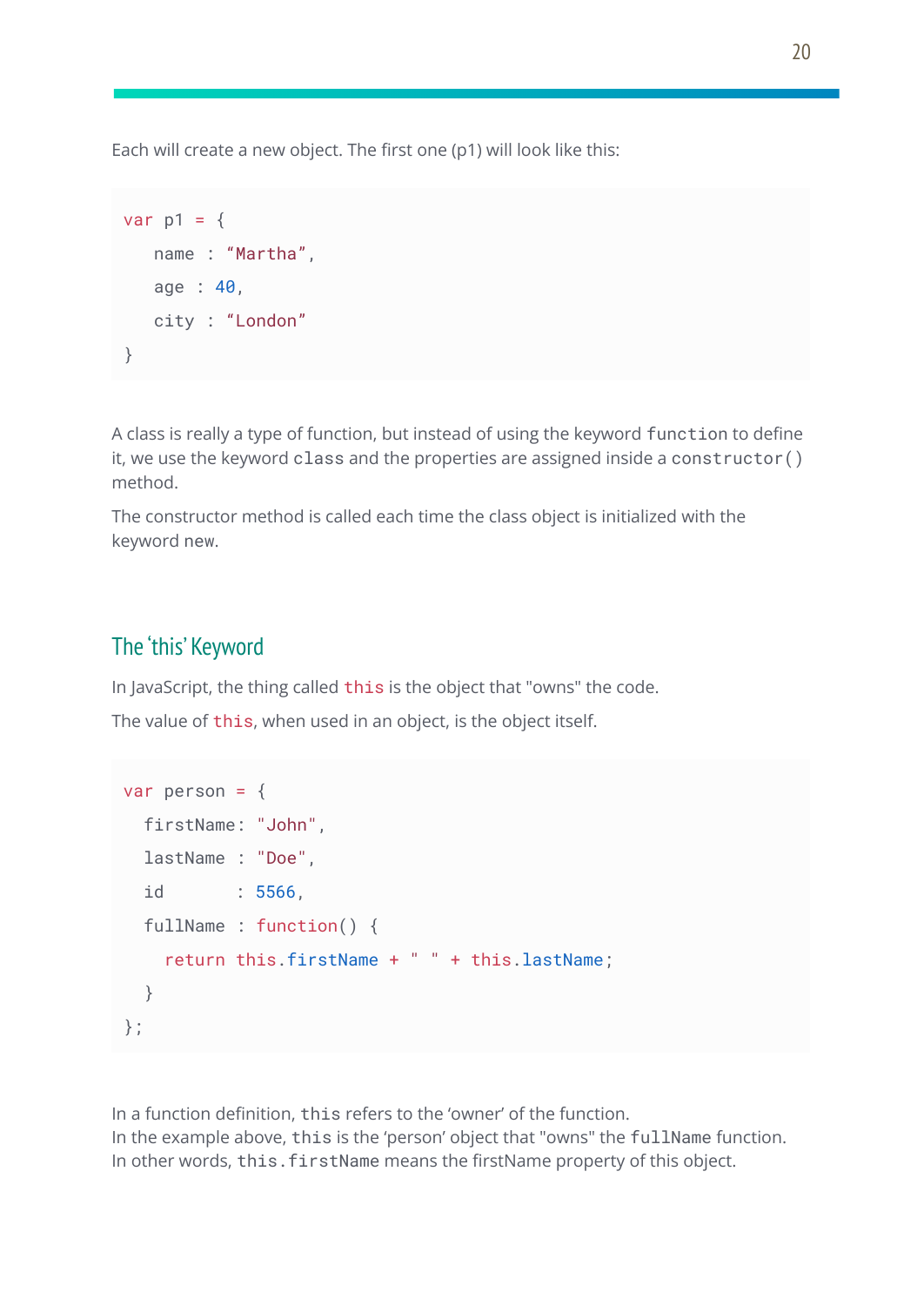Each will create a new object. The first one (p1) will look like this:

```
var p1 = {
   name : “Martha”,
   age : 40,
   city : “London”
}
```

A class is really a type of function, but instead of using the keyword `function` to define it, we use the keyword `class` and the properties are assigned inside a `constructor()` method.

The constructor method is called each time the class object is initialized with the keyword new.

## The ‘this’ Keyword

In JavaScript, the thing called `this` is the object that "owns" the code.

The value of `this`, when used in an object, is the object itself.

```
var person = {
  firstName: "John",
  lastName : "Doe",
  id       : 5566,
  fullName : function() {
    return this.firstName + " " + this.lastName;
  }
};
```

In a function definition, `this` refers to the ‘owner’ of the function.
In the example above, `this` is the ‘person’ object that "owns" the `fullName` function.
In other words, `this.firstName` means the firstName property of this object.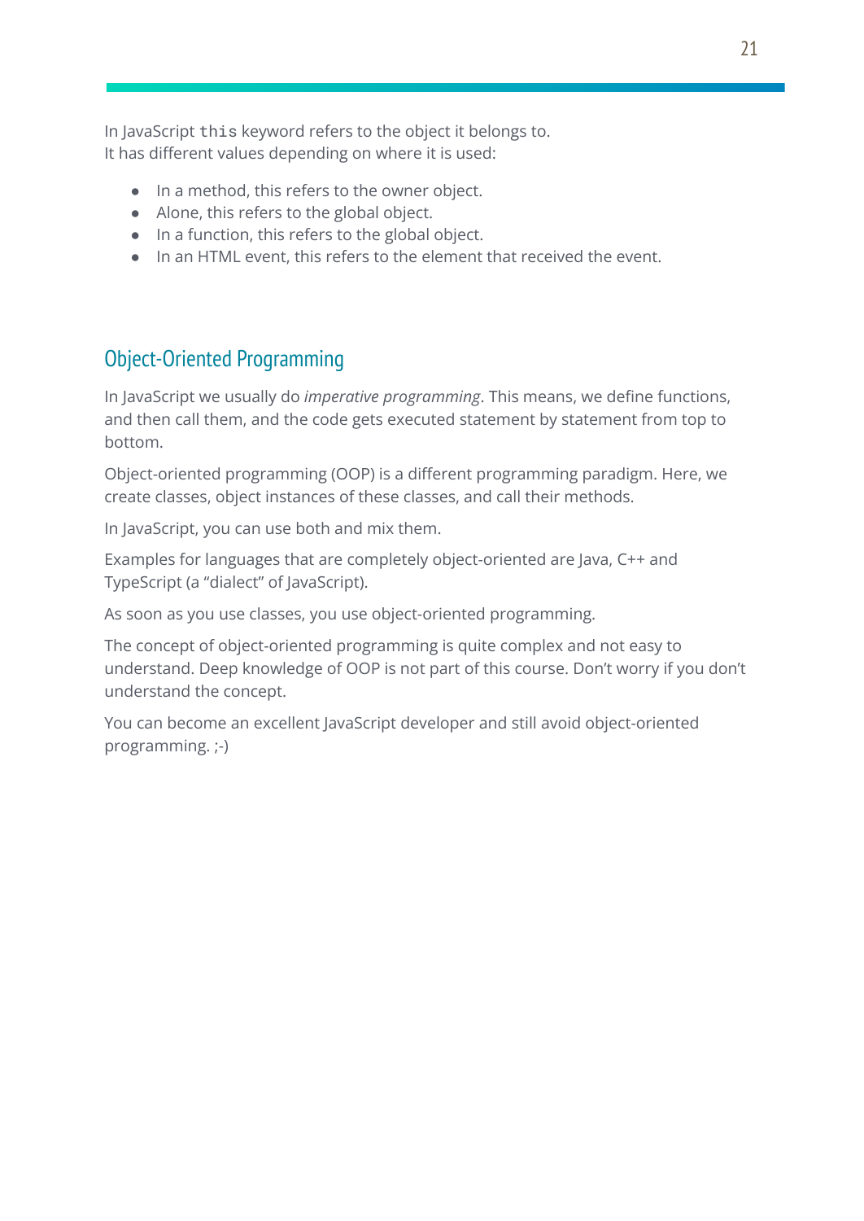In JavaScript `this` keyword refers to the object it belongs to.
It has different values depending on where it is used:

- In a method, this refers to the owner object.
- Alone, this refers to the global object.
- In a function, this refers to the global object.
- In an HTML event, this refers to the element that received the event.

## Object-Oriented Programming

In JavaScript we usually do *imperative programming*. This means, we define functions, and then call them, and the code gets executed statement by statement from top to bottom.

Object-oriented programming (OOP) is a different programming paradigm. Here, we create classes, object instances of these classes, and call their methods.

In JavaScript, you can use both and mix them.

Examples for languages that are completely object-oriented are Java, C++ and TypeScript (a "dialect" of JavaScript).

As soon as you use classes, you use object-oriented programming.

The concept of object-oriented programming is quite complex and not easy to understand. Deep knowledge of OOP is not part of this course. Don't worry if you don't understand the concept.

You can become an excellent JavaScript developer and still avoid object-oriented programming. ;-)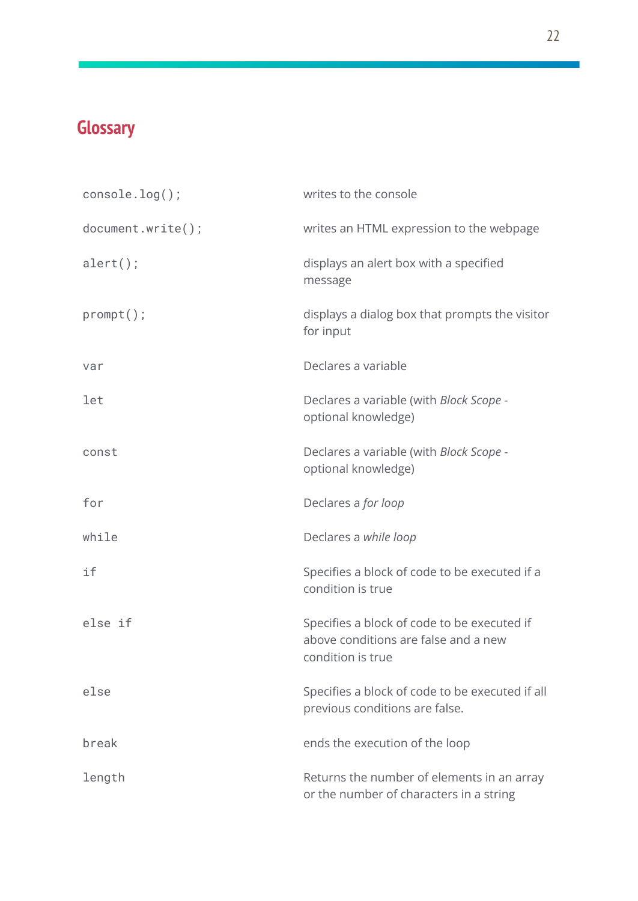## Glossary

| | |
|---|---|
| `console.log();` | writes to the console |
| `document.write();` | writes an HTML expression to the webpage |
| `alert();` | displays an alert box with a specified message |
| `prompt();` | displays a dialog box that prompts the visitor for input |
| `var` | Declares a variable |
| `let` | Declares a variable (with *Block Scope* - optional knowledge) |
| `const` | Declares a variable (with *Block Scope* - optional knowledge) |
| `for` | Declares a *for loop* |
| `while` | Declares a *while loop* |
| `if` | Specifies a block of code to be executed if a condition is true |
| `else if` | Specifies a block of code to be executed if above conditions are false and a new condition is true |
| `else` | Specifies a block of code to be executed if all previous conditions are false. |
| `break` | ends the execution of the loop |
| `length` | Returns the number of elements in an array or the number of characters in a string |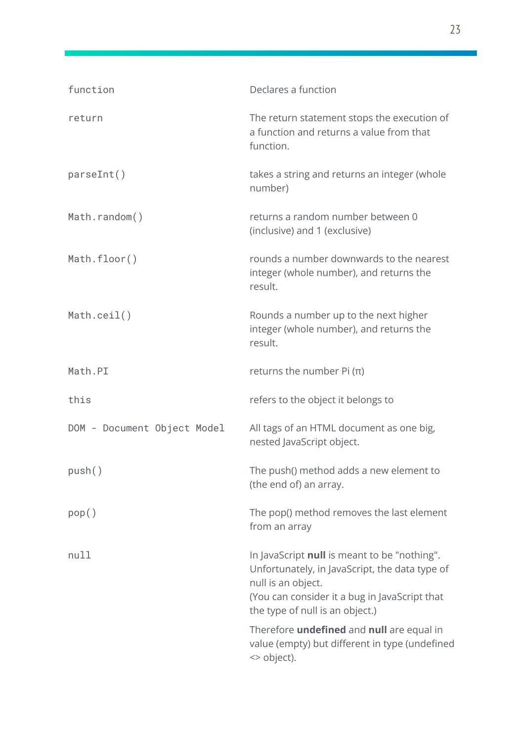| | |
|---|---|
| `function` | Declares a function |
| `return` | The return statement stops the execution of a function and returns a value from that function. |
| `parseInt()` | takes a string and returns an integer (whole number) |
| `Math.random()` | returns a random number between 0 (inclusive) and 1 (exclusive) |
| `Math.floor()` | rounds a number downwards to the nearest integer (whole number), and returns the result. |
| `Math.ceil()` | Rounds a number up to the next higher integer (whole number), and returns the result. |
| `Math.PI` | returns the number Pi (π) |
| `this` | refers to the object it belongs to |
| `DOM - Document Object Model` | All tags of an HTML document as one big, nested JavaScript object. |
| `push()` | The push() method adds a new element to (the end of) an array. |
| `pop()` | The pop() method removes the last element from an array |
| `null` | In JavaScript **null** is meant to be "nothing". Unfortunately, in JavaScript, the data type of null is an object. (You can consider it a bug in JavaScript that the type of null is an object.) Therefore **undefined** and **null** are equal in value (empty) but different in type (undefined <> object). |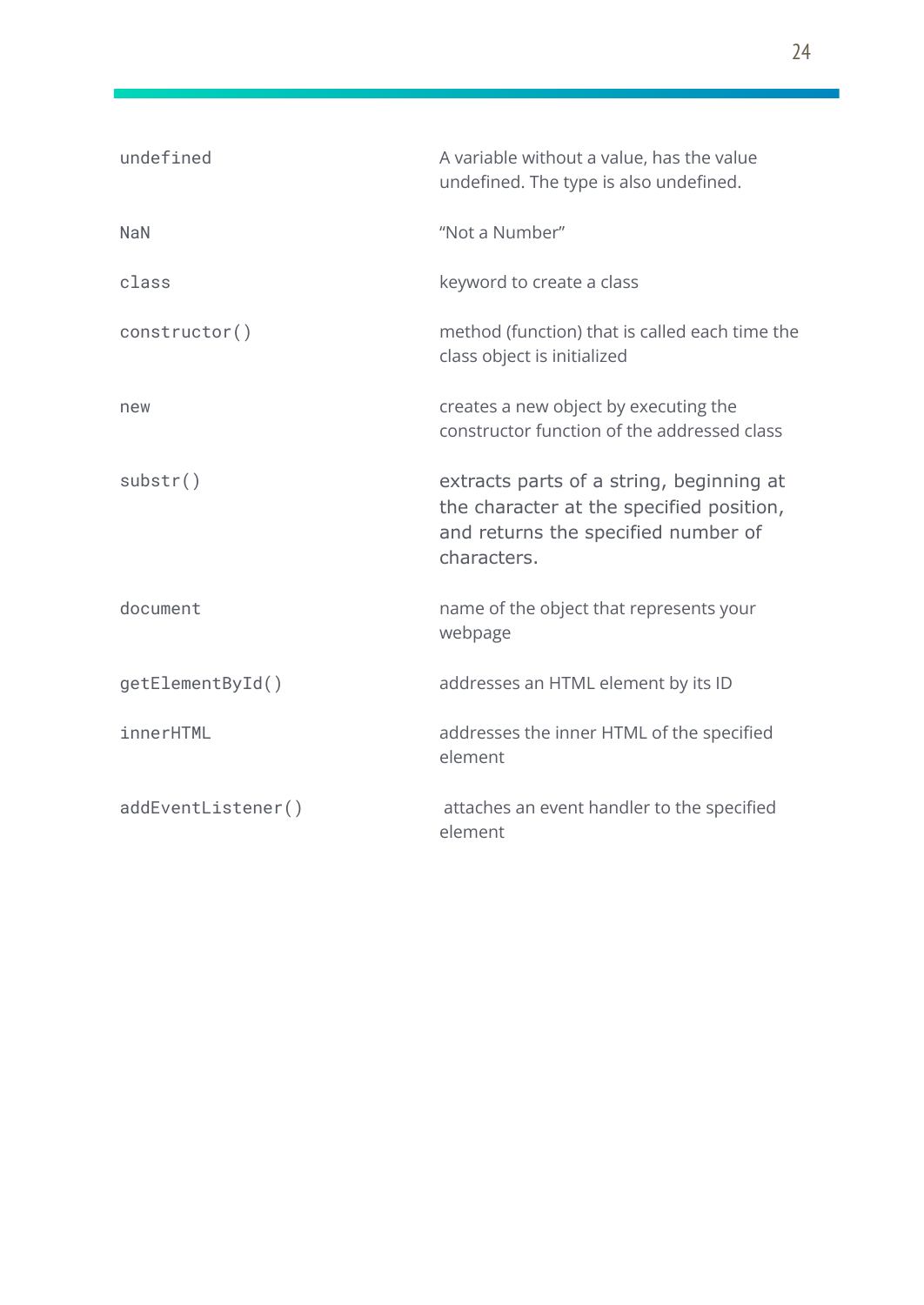| | |
|---|---|
| `undefined` | A variable without a value, has the value undefined. The type is also undefined. |
| `NaN` | “Not a Number” |
| `class` | keyword to create a class |
| `constructor()` | method (function) that is called each time the class object is initialized |
| `new` | creates a new object by executing the constructor function of the addressed class |
| `substr()` | extracts parts of a string, beginning at the character at the specified position, and returns the specified number of characters. |
| `document` | name of the object that represents your webpage |
| `getElementById()` | addresses an HTML element by its ID |
| `innerHTML` | addresses the inner HTML of the specified element |
| `addEventListener()` | attaches an event handler to the specified element |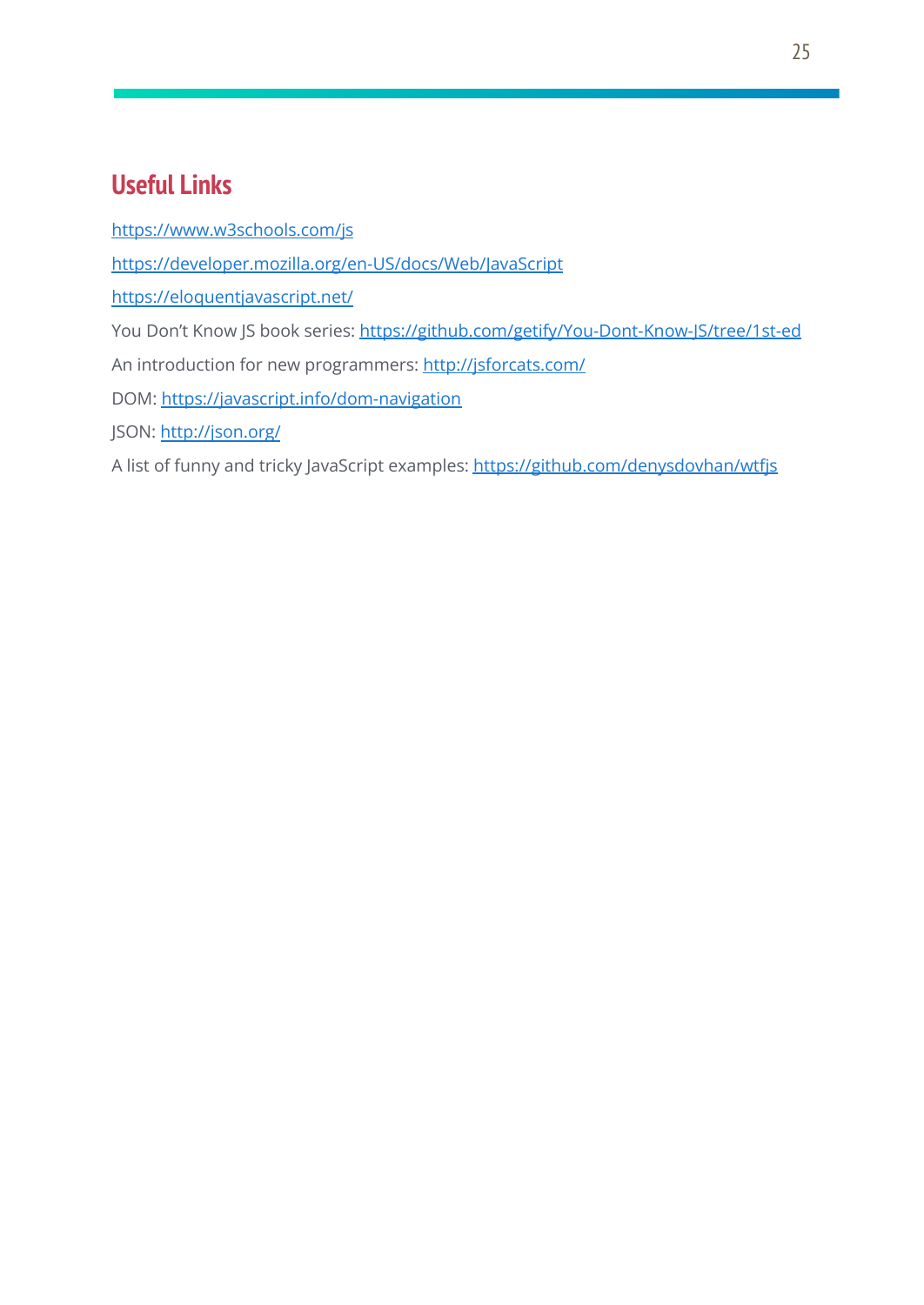## Useful Links

https://www.w3schools.com/js

https://developer.mozilla.org/en-US/docs/Web/JavaScript

https://eloquentjavascript.net/

You Don't Know JS book series: https://github.com/getify/You-Dont-Know-JS/tree/1st-ed

An introduction for new programmers: http://jsforcats.com/

DOM: https://javascript.info/dom-navigation

JSON: http://json.org/

A list of funny and tricky JavaScript examples: https://github.com/denysdovhan/wtfjs